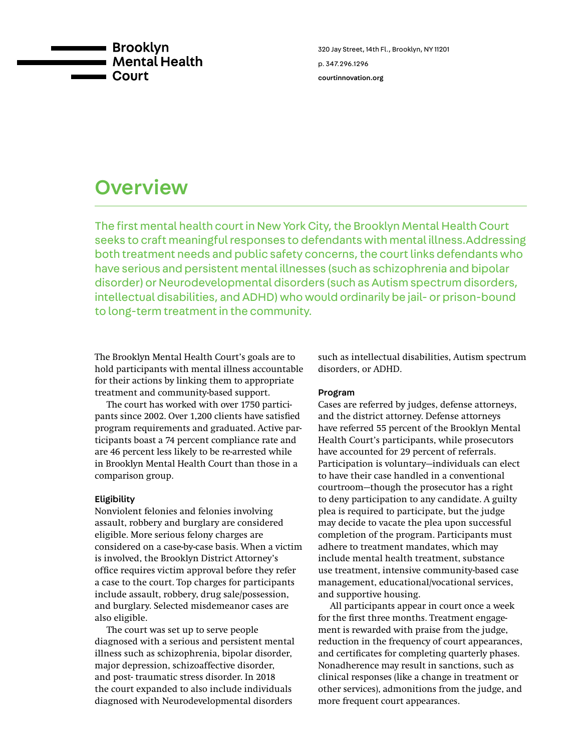# Brooklyn Mental Health Court

320 Jay Street, 14th Fl., Brooklyn, NY 11201

p. 347.296.1296

courtinnovation.org

## Overview

The first mental health court in New York City, the Brooklyn Mental Health Court seeks to craft meaningful responses to defendants with mental illness.Addressing both treatment needs and public safety concerns, the court links defendants who have serious and persistent mental illnesses (such as schizophrenia and bipolar disorder) or Neurodevelopmental disorders (such as Autism spectrum disorders, intellectual disabilities, and ADHD) who would ordinarily be jail- or prison-bound to long-term treatment in the community.

The Brooklyn Mental Health Court's goals are to hold participants with mental illness accountable for their actions by linking them to appropriate treatment and community-based support.

The court has worked with over 1750 participants since 2002. Over 1,200 clients have satisfied program requirements and graduated. Active participants boast a 74 percent compliance rate and are 46 percent less likely to be re-arrested while in Brooklyn Mental Health Court than those in a comparison group.

### Eligibility

Nonviolent felonies and felonies involving assault, robbery and burglary are considered eligible. More serious felony charges are considered on a case-by-case basis. When a victim is involved, the Brooklyn District Attorney's office requires victim approval before they refer a case to the court. Top charges for participants include assault, robbery, drug sale/possession, and burglary. Selected misdemeanor cases are also eligible.

The court was set up to serve people diagnosed with a serious and persistent mental illness such as schizophrenia, bipolar disorder, major depression, schizoaffective disorder, and post- traumatic stress disorder. In 2018 the court expanded to also include individuals diagnosed with Neurodevelopmental disorders such as intellectual disabilities, Autism spectrum disorders, or ADHD.

### Program

Cases are referred by judges, defense attorneys, and the district attorney. Defense attorneys have referred 55 percent of the Brooklyn Mental Health Court's participants, while prosecutors have accounted for 29 percent of referrals. Participation is voluntary—individuals can elect to have their case handled in a conventional courtroom—though the prosecutor has a right to deny participation to any candidate. A guilty plea is required to participate, but the judge may decide to vacate the plea upon successful completion of the program. Participants must adhere to treatment mandates, which may include mental health treatment, substance use treatment, intensive community-based case management, educational/vocational services, and supportive housing.

All participants appear in court once a week for the first three months. Treatment engagement is rewarded with praise from the judge, reduction in the frequency of court appearances, and certificates for completing quarterly phases. Nonadherence may result in sanctions, such as clinical responses (like a change in treatment or other services), admonitions from the judge, and more frequent court appearances.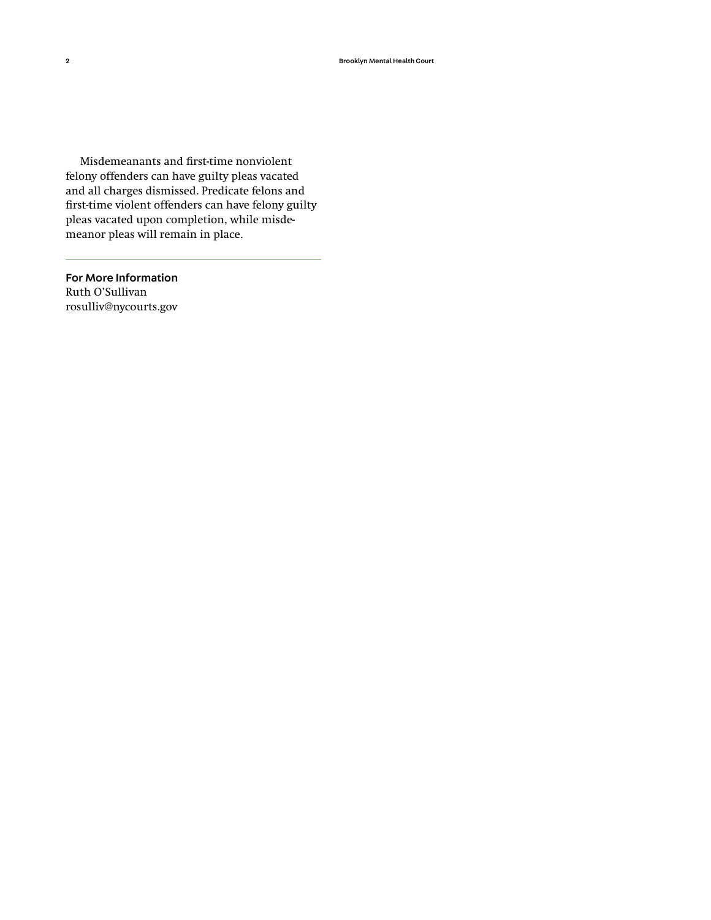Misdemeanants and first-time nonviolent felony offenders can have guilty pleas vacated and all charges dismissed. Predicate felons and first-time violent offenders can have felony guilty pleas vacated upon completion, while misdemeanor pleas will remain in place.

---

**For More Information**
Ruth O'Sullivan
rosulliv@nycourts.gov